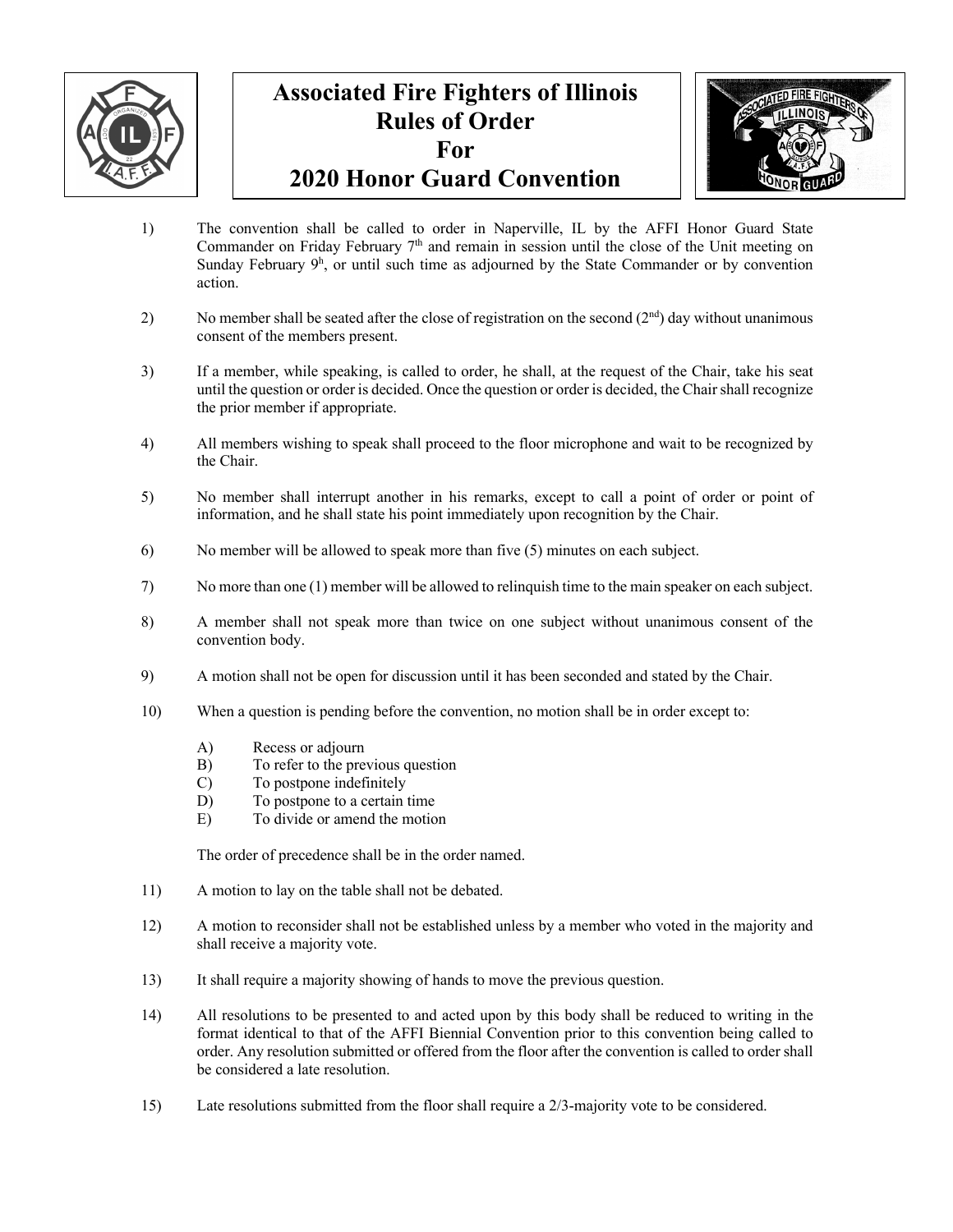# Associated Fire Fighters of Illinois Rules of Order For 2020 Honor Guard Convention

1) The convention shall be called to order in Naperville, IL by the AFFI Honor Guard State Commander on Friday February 7th and remain in session until the close of the Unit meeting on Sunday February 9h, or until such time as adjourned by the State Commander or by convention action.

2) No member shall be seated after the close of registration on the second (2nd) day without unanimous consent of the members present.

3) If a member, while speaking, is called to order, he shall, at the request of the Chair, take his seat until the question or order is decided. Once the question or order is decided, the Chair shall recognize the prior member if appropriate.

4) All members wishing to speak shall proceed to the floor microphone and wait to be recognized by the Chair.

5) No member shall interrupt another in his remarks, except to call a point of order or point of information, and he shall state his point immediately upon recognition by the Chair.

6) No member will be allowed to speak more than five (5) minutes on each subject.

7) No more than one (1) member will be allowed to relinquish time to the main speaker on each subject.

8) A member shall not speak more than twice on one subject without unanimous consent of the convention body.

9) A motion shall not be open for discussion until it has been seconded and stated by the Chair.

10) When a question is pending before the convention, no motion shall be in order except to:

    A) Recess or adjourn
    B) To refer to the previous question
    C) To postpone indefinitely
    D) To postpone to a certain time
    E) To divide or amend the motion

    The order of precedence shall be in the order named.

11) A motion to lay on the table shall not be debated.

12) A motion to reconsider shall not be established unless by a member who voted in the majority and shall receive a majority vote.

13) It shall require a majority showing of hands to move the previous question.

14) All resolutions to be presented to and acted upon by this body shall be reduced to writing in the format identical to that of the AFFI Biennial Convention prior to this convention being called to order. Any resolution submitted or offered from the floor after the convention is called to order shall be considered a late resolution.

15) Late resolutions submitted from the floor shall require a 2/3-majority vote to be considered.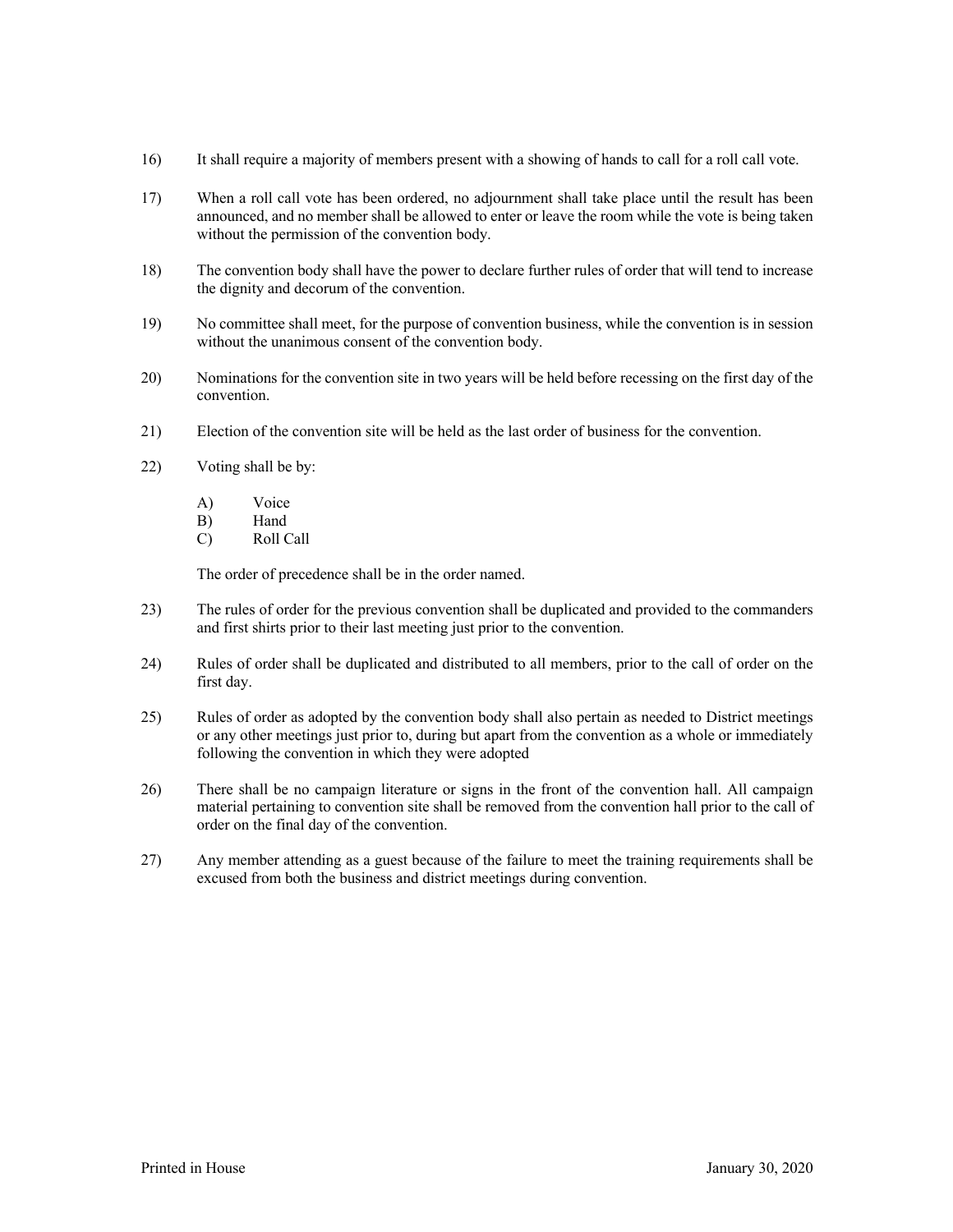16) It shall require a majority of members present with a showing of hands to call for a roll call vote.

17) When a roll call vote has been ordered, no adjournment shall take place until the result has been announced, and no member shall be allowed to enter or leave the room while the vote is being taken without the permission of the convention body.

18) The convention body shall have the power to declare further rules of order that will tend to increase the dignity and decorum of the convention.

19) No committee shall meet, for the purpose of convention business, while the convention is in session without the unanimous consent of the convention body.

20) Nominations for the convention site in two years will be held before recessing on the first day of the convention.

21) Election of the convention site will be held as the last order of business for the convention.

22) Voting shall be by:

    A) Voice
    B) Hand
    C) Roll Call

    The order of precedence shall be in the order named.

23) The rules of order for the previous convention shall be duplicated and provided to the commanders and first shirts prior to their last meeting just prior to the convention.

24) Rules of order shall be duplicated and distributed to all members, prior to the call of order on the first day.

25) Rules of order as adopted by the convention body shall also pertain as needed to District meetings or any other meetings just prior to, during but apart from the convention as a whole or immediately following the convention in which they were adopted

26) There shall be no campaign literature or signs in the front of the convention hall. All campaign material pertaining to convention site shall be removed from the convention hall prior to the call of order on the final day of the convention.

27) Any member attending as a guest because of the failure to meet the training requirements shall be excused from both the business and district meetings during convention.

Printed in House January 30, 2020